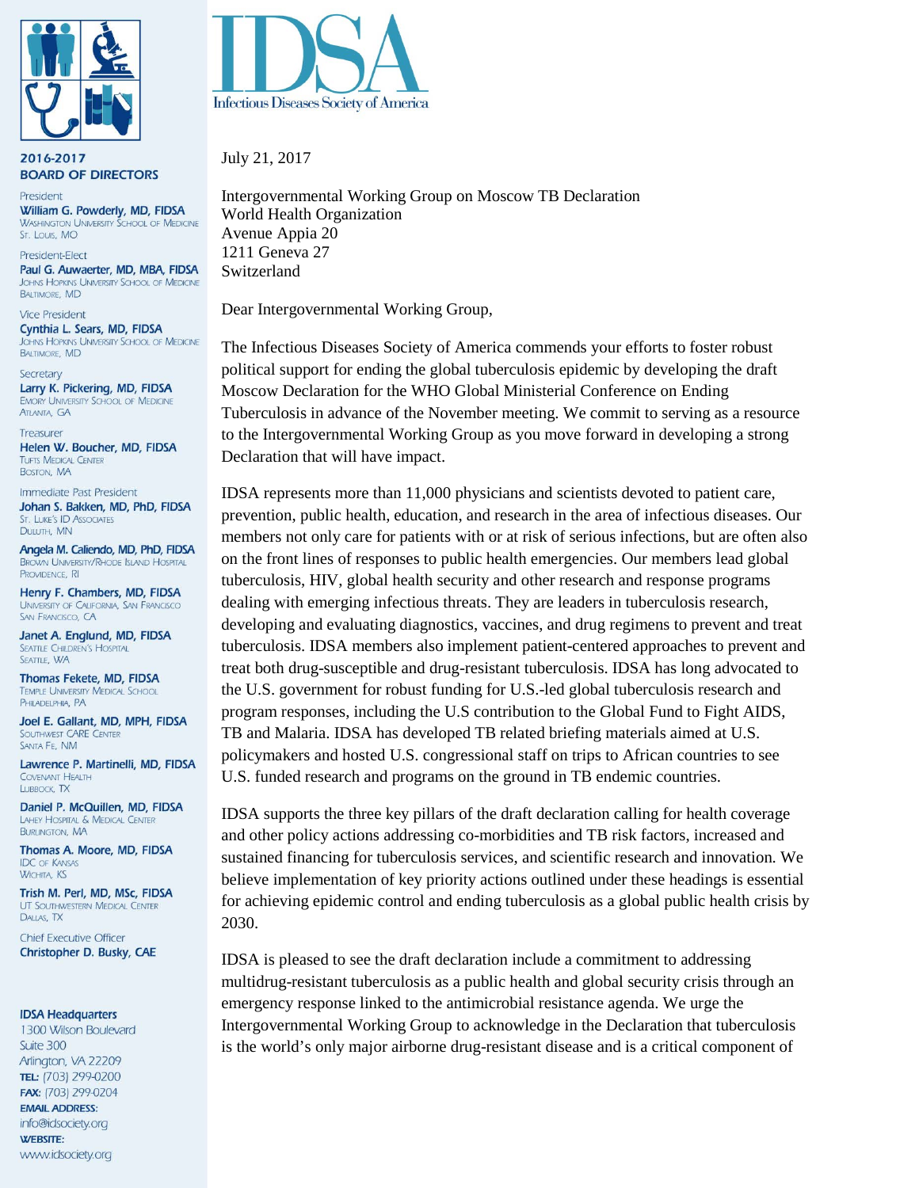IDSA

Infectious Diseases Society of America

**2016-2017**
**BOARD OF DIRECTORS**

President
**William G. Powderly, MD, FIDSA**
Washington University School of Medicine
St. Louis, MO

President-Elect
**Paul G. Auwaerter, MD, MBA, FIDSA**
Johns Hopkins University School of Medicine
Baltimore, MD

Vice President
**Cynthia L. Sears, MD, FIDSA**
Johns Hopkins University School of Medicine
Baltimore, MD

Secretary
**Larry K. Pickering, MD, FIDSA**
Emory University School of Medicine
Atlanta, GA

Treasurer
**Helen W. Boucher, MD, FIDSA**
Tufts Medical Center
Boston, MA

Immediate Past President
**Johan S. Bakken, MD, PhD, FIDSA**
St. Luke's ID Associates
Duluth, MN

**Angela M. Caliendo, MD, PhD, FIDSA**
Brown University/Rhode Island Hospital
Providence, RI

**Henry F. Chambers, MD, FIDSA**
University of California, San Francisco
San Francisco, CA

**Janet A. Englund, MD, FIDSA**
Seattle Children's Hospital
Seattle, WA

**Thomas Fekete, MD, FIDSA**
Temple University Medical School
Philadelphia, PA

**Joel E. Gallant, MD, MPH, FIDSA**
Southwest CARE Center
Santa Fe, NM

**Lawrence P. Martinelli, MD, FIDSA**
Covenant Health
Lubbock, TX

**Daniel P. McQuillen, MD, FIDSA**
Lahey Hospital & Medical Center
Burlington, MA

**Thomas A. Moore, MD, FIDSA**
IDC of Kansas
Wichita, KS

**Trish M. Perl, MD, MSc, FIDSA**
UT Southwestern Medical Center
Dallas, TX

Chief Executive Officer
**Christopher D. Busky, CAE**

**IDSA Headquarters**
1300 Wilson Boulevard
Suite 300
Arlington, VA 22209
**TEL:** (703) 299-0200
**FAX:** (703) 299-0204
**EMAIL ADDRESS:**
info@idsociety.org
**WEBSITE:**
www.idsociety.org

July 21, 2017

Intergovernmental Working Group on Moscow TB Declaration
World Health Organization
Avenue Appia 20
1211 Geneva 27
Switzerland

Dear Intergovernmental Working Group,

The Infectious Diseases Society of America commends your efforts to foster robust political support for ending the global tuberculosis epidemic by developing the draft Moscow Declaration for the WHO Global Ministerial Conference on Ending Tuberculosis in advance of the November meeting. We commit to serving as a resource to the Intergovernmental Working Group as you move forward in developing a strong Declaration that will have impact.

IDSA represents more than 11,000 physicians and scientists devoted to patient care, prevention, public health, education, and research in the area of infectious diseases. Our members not only care for patients with or at risk of serious infections, but are often also on the front lines of responses to public health emergencies. Our members lead global tuberculosis, HIV, global health security and other research and response programs dealing with emerging infectious threats. They are leaders in tuberculosis research, developing and evaluating diagnostics, vaccines, and drug regimens to prevent and treat tuberculosis. IDSA members also implement patient-centered approaches to prevent and treat both drug-susceptible and drug-resistant tuberculosis. IDSA has long advocated to the U.S. government for robust funding for U.S.-led global tuberculosis research and program responses, including the U.S contribution to the Global Fund to Fight AIDS, TB and Malaria. IDSA has developed TB related briefing materials aimed at U.S. policymakers and hosted U.S. congressional staff on trips to African countries to see U.S. funded research and programs on the ground in TB endemic countries.

IDSA supports the three key pillars of the draft declaration calling for health coverage and other policy actions addressing co-morbidities and TB risk factors, increased and sustained financing for tuberculosis services, and scientific research and innovation. We believe implementation of key priority actions outlined under these headings is essential for achieving epidemic control and ending tuberculosis as a global public health crisis by 2030.

IDSA is pleased to see the draft declaration include a commitment to addressing multidrug-resistant tuberculosis as a public health and global security crisis through an emergency response linked to the antimicrobial resistance agenda. We urge the Intergovernmental Working Group to acknowledge in the Declaration that tuberculosis is the world's only major airborne drug-resistant disease and is a critical component of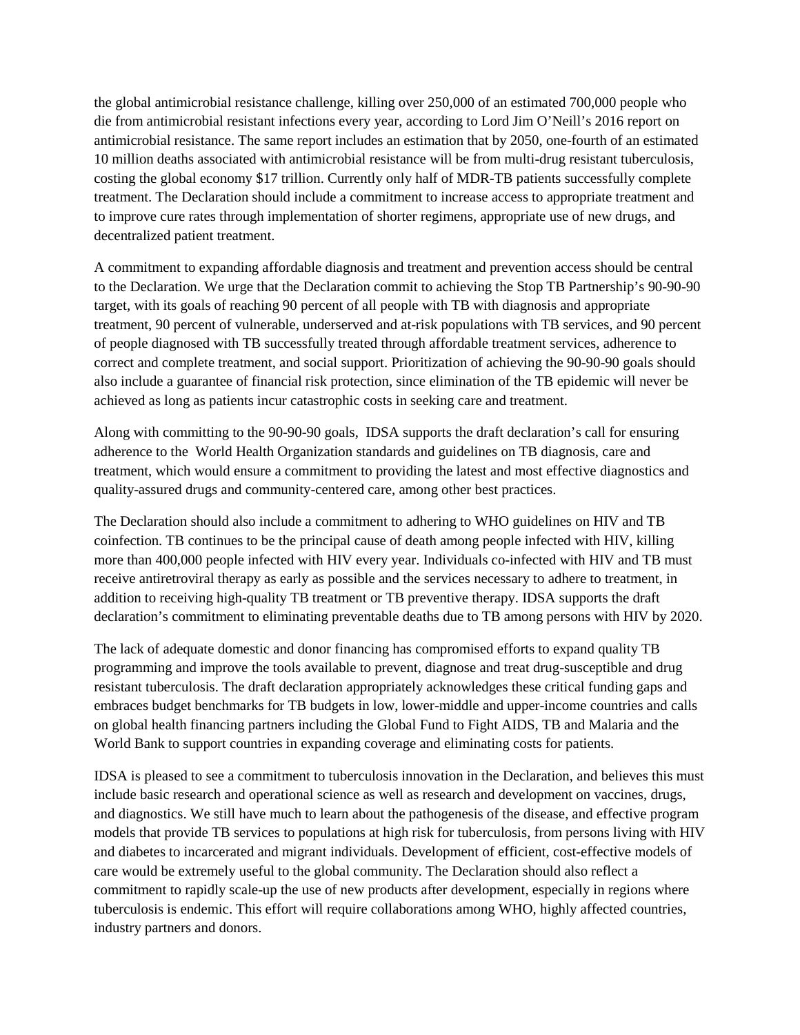the global antimicrobial resistance challenge, killing over 250,000 of an estimated 700,000 people who die from antimicrobial resistant infections every year, according to Lord Jim O'Neill's 2016 report on antimicrobial resistance. The same report includes an estimation that by 2050, one-fourth of an estimated 10 million deaths associated with antimicrobial resistance will be from multi-drug resistant tuberculosis, costing the global economy $17 trillion. Currently only half of MDR-TB patients successfully complete treatment. The Declaration should include a commitment to increase access to appropriate treatment and to improve cure rates through implementation of shorter regimens, appropriate use of new drugs, and decentralized patient treatment.

A commitment to expanding affordable diagnosis and treatment and prevention access should be central to the Declaration. We urge that the Declaration commit to achieving the Stop TB Partnership's 90-90-90 target, with its goals of reaching 90 percent of all people with TB with diagnosis and appropriate treatment, 90 percent of vulnerable, underserved and at-risk populations with TB services, and 90 percent of people diagnosed with TB successfully treated through affordable treatment services, adherence to correct and complete treatment, and social support. Prioritization of achieving the 90-90-90 goals should also include a guarantee of financial risk protection, since elimination of the TB epidemic will never be achieved as long as patients incur catastrophic costs in seeking care and treatment.

Along with committing to the 90-90-90 goals, IDSA supports the draft declaration's call for ensuring adherence to the World Health Organization standards and guidelines on TB diagnosis, care and treatment, which would ensure a commitment to providing the latest and most effective diagnostics and quality-assured drugs and community-centered care, among other best practices.

The Declaration should also include a commitment to adhering to WHO guidelines on HIV and TB coinfection. TB continues to be the principal cause of death among people infected with HIV, killing more than 400,000 people infected with HIV every year. Individuals co-infected with HIV and TB must receive antiretroviral therapy as early as possible and the services necessary to adhere to treatment, in addition to receiving high-quality TB treatment or TB preventive therapy. IDSA supports the draft declaration's commitment to eliminating preventable deaths due to TB among persons with HIV by 2020.

The lack of adequate domestic and donor financing has compromised efforts to expand quality TB programming and improve the tools available to prevent, diagnose and treat drug-susceptible and drug resistant tuberculosis. The draft declaration appropriately acknowledges these critical funding gaps and embraces budget benchmarks for TB budgets in low, lower-middle and upper-income countries and calls on global health financing partners including the Global Fund to Fight AIDS, TB and Malaria and the World Bank to support countries in expanding coverage and eliminating costs for patients.

IDSA is pleased to see a commitment to tuberculosis innovation in the Declaration, and believes this must include basic research and operational science as well as research and development on vaccines, drugs, and diagnostics. We still have much to learn about the pathogenesis of the disease, and effective program models that provide TB services to populations at high risk for tuberculosis, from persons living with HIV and diabetes to incarcerated and migrant individuals. Development of efficient, cost-effective models of care would be extremely useful to the global community. The Declaration should also reflect a commitment to rapidly scale-up the use of new products after development, especially in regions where tuberculosis is endemic. This effort will require collaborations among WHO, highly affected countries, industry partners and donors.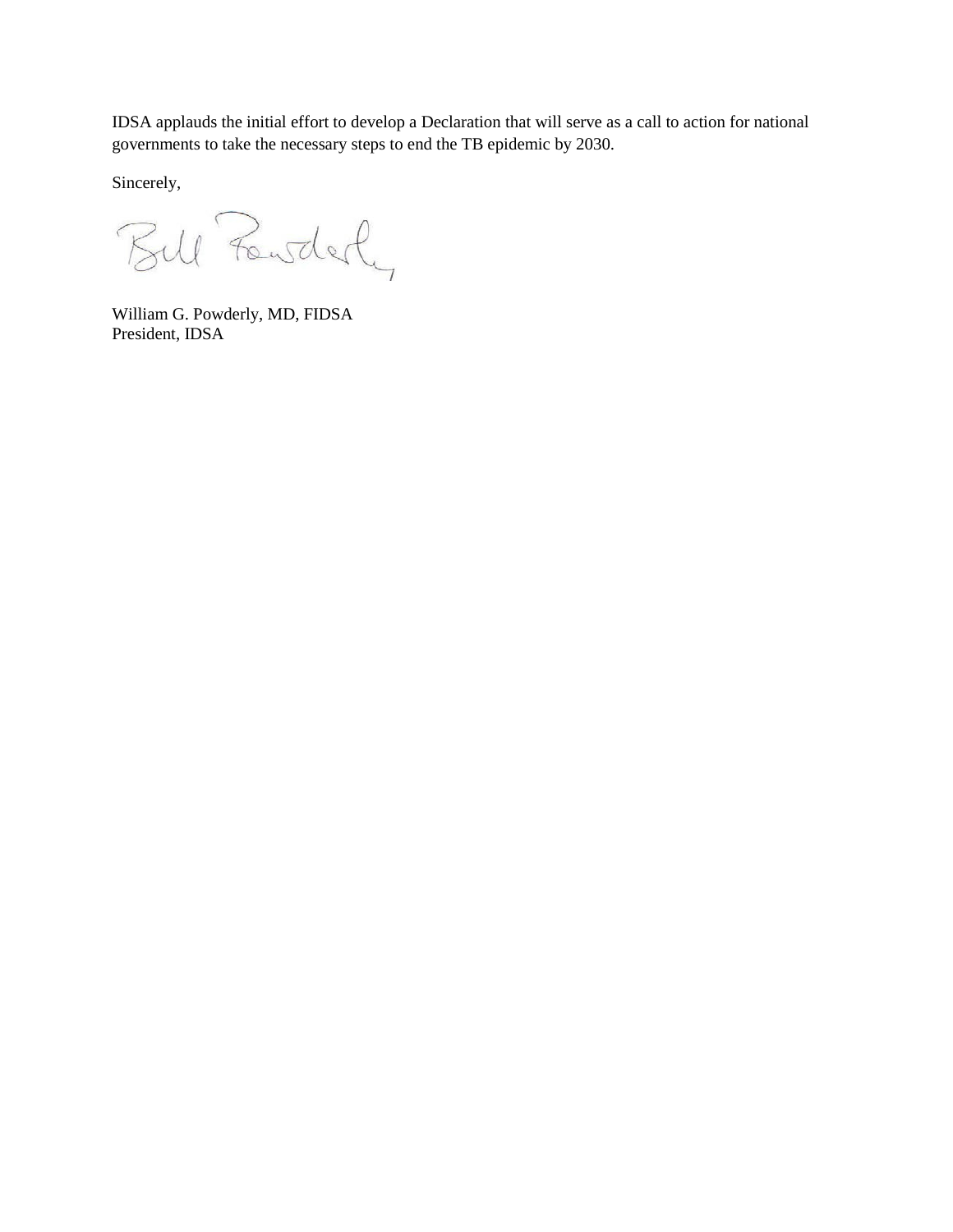IDSA applauds the initial effort to develop a Declaration that will serve as a call to action for national governments to take the necessary steps to end the TB epidemic by 2030.

Sincerely,

William G. Powderly, MD, FIDSA
President, IDSA